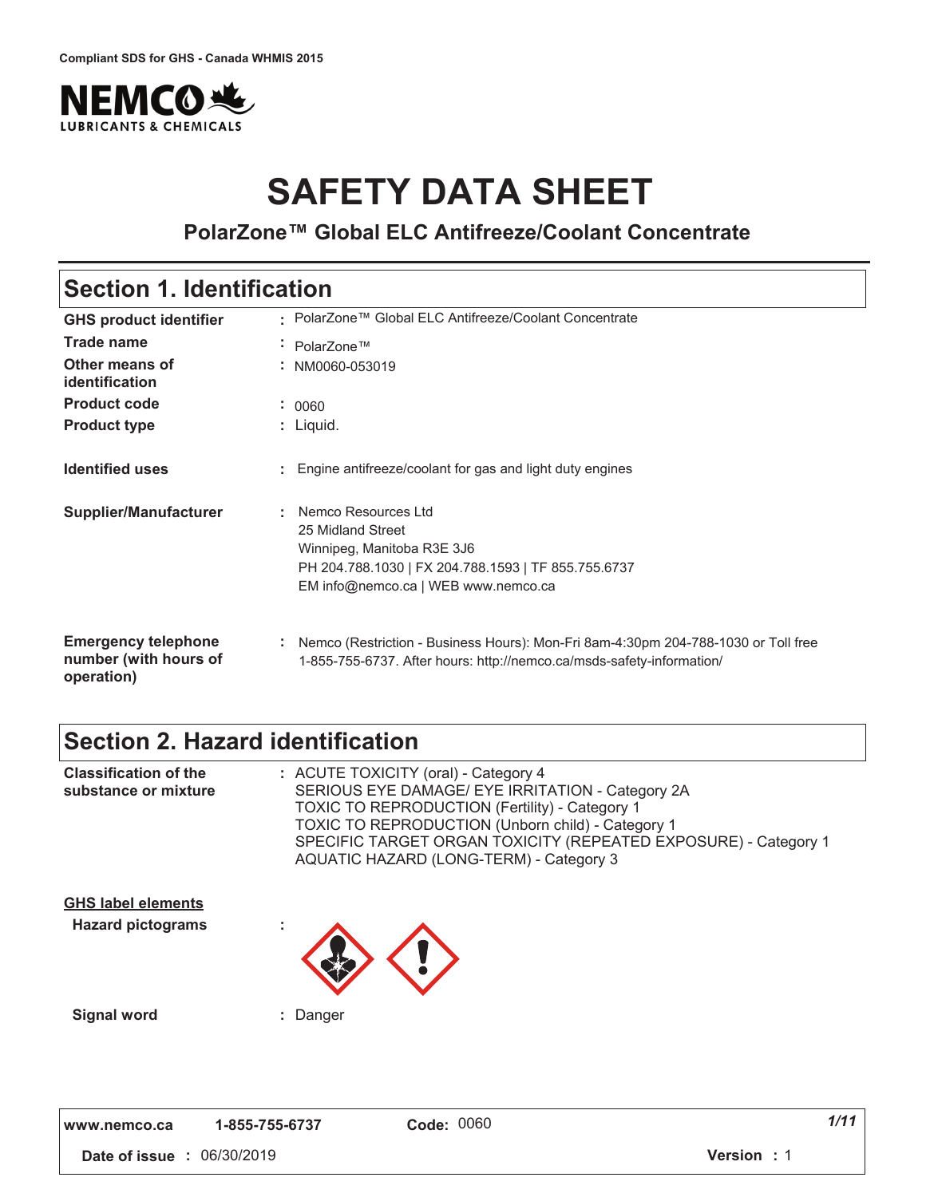Compliant SDS for GHS - Canada WHMIS 2015

# SAFETY DATA SHEET

## PolarZone™ Global ELC Antifreeze/Coolant Concentrate

## Section 1. Identification

| | | |
|---|---|---|
| **GHS product identifier** | : | PolarZone™ Global ELC Antifreeze/Coolant Concentrate |
| **Trade name** | : | PolarZone™ |
| **Other means of identification** | : | NM0060-053019 |
| **Product code** | : | 0060 |
| **Product type** | : | Liquid. |
| **Identified uses** | : | Engine antifreeze/coolant for gas and light duty engines |
| **Supplier/Manufacturer** | : | Nemco Resources Ltd<br>25 Midland Street<br>Winnipeg, Manitoba R3E 3J6<br>PH 204.788.1030 \| FX 204.788.1593 \| TF 855.755.6737<br>EM info@nemco.ca \| WEB www.nemco.ca |
| **Emergency telephone number (with hours of operation)** | : | Nemco (Restriction - Business Hours): Mon-Fri 8am-4:30pm 204-788-1030 or Toll free 1-855-755-6737. After hours: http://nemco.ca/msds-safety-information/ |

## Section 2. Hazard identification

**Classification of the substance or mixture** : ACUTE TOXICITY (oral) - Category 4
SERIOUS EYE DAMAGE/ EYE IRRITATION - Category 2A
TOXIC TO REPRODUCTION (Fertility) - Category 1
TOXIC TO REPRODUCTION (Unborn child) - Category 1
SPECIFIC TARGET ORGAN TOXICITY (REPEATED EXPOSURE) - Category 1
AQUATIC HAZARD (LONG-TERM) - Category 3

**GHS label elements**

**Hazard pictograms** :

**Signal word** : Danger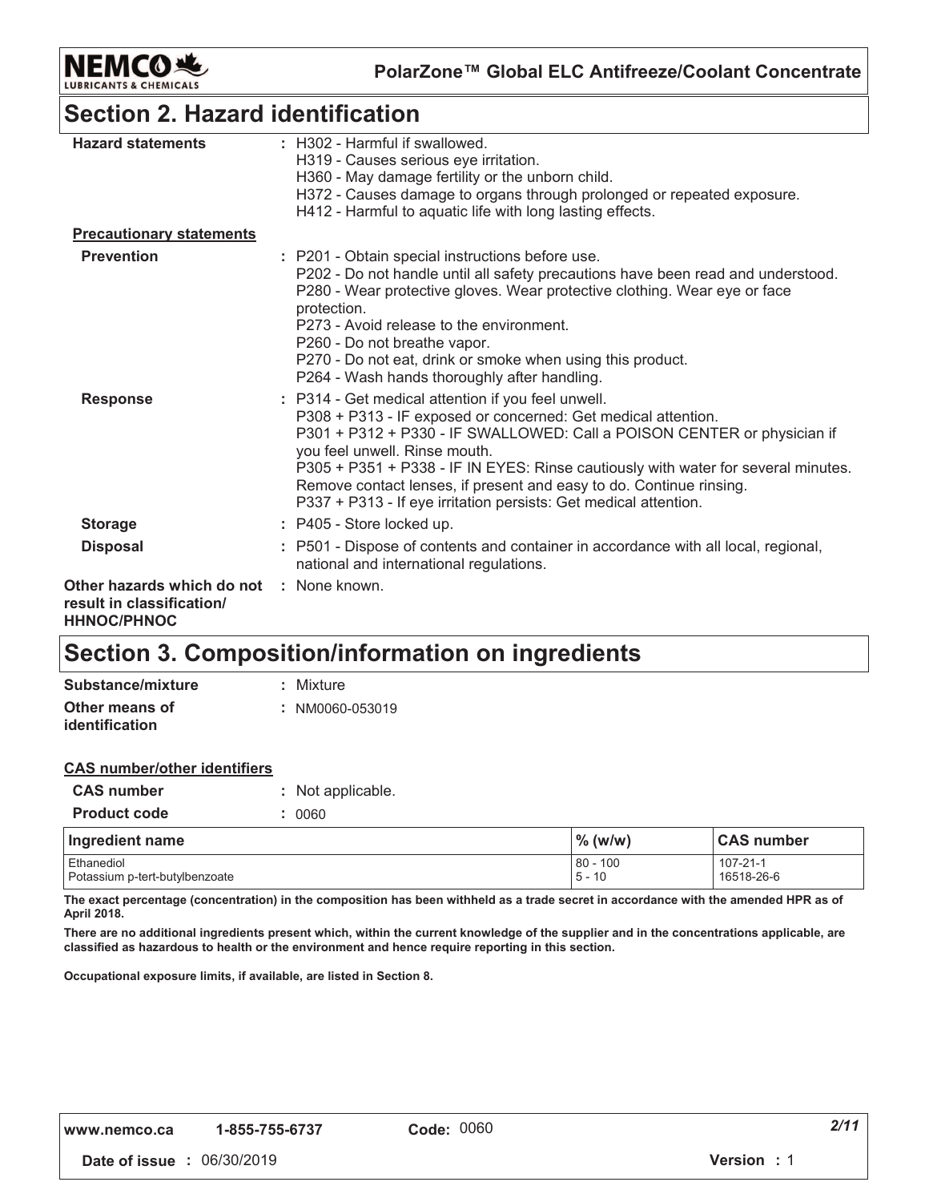## Section 2. Hazard identification

**Hazard statements** : H302 - Harmful if swallowed.
H319 - Causes serious eye irritation.
H360 - May damage fertility or the unborn child.
H372 - Causes damage to organs through prolonged or repeated exposure.
H412 - Harmful to aquatic life with long lasting effects.

**Precautionary statements**

**Prevention** : P201 - Obtain special instructions before use.
P202 - Do not handle until all safety precautions have been read and understood.
P280 - Wear protective gloves. Wear protective clothing. Wear eye or face protection.
P273 - Avoid release to the environment.
P260 - Do not breathe vapor.
P270 - Do not eat, drink or smoke when using this product.
P264 - Wash hands thoroughly after handling.

**Response** : P314 - Get medical attention if you feel unwell.
P308 + P313 - IF exposed or concerned: Get medical attention.
P301 + P312 + P330 - IF SWALLOWED: Call a POISON CENTER or physician if you feel unwell. Rinse mouth.
P305 + P351 + P338 - IF IN EYES: Rinse cautiously with water for several minutes. Remove contact lenses, if present and easy to do. Continue rinsing.
P337 + P313 - If eye irritation persists: Get medical attention.

**Storage** : P405 - Store locked up.

**Disposal** : P501 - Dispose of contents and container in accordance with all local, regional, national and international regulations.

**Other hazards which do not result in classification/ HHNOC/PHNOC** : None known.

## Section 3. Composition/information on ingredients

**Substance/mixture** : Mixture

**Other means of identification** : NM0060-053019

**CAS number/other identifiers**

**CAS number** : Not applicable.

**Product code** : 0060

| Ingredient name | % (w/w) | CAS number |
|---|---|---|
| Ethanediol | 80 - 100 | 107-21-1 |
| Potassium p-tert-butylbenzoate | 5 - 10 | 16518-26-6 |

**The exact percentage (concentration) in the composition has been withheld as a trade secret in accordance with the amended HPR as of April 2018.**

**There are no additional ingredients present which, within the current knowledge of the supplier and in the concentrations applicable, are classified as hazardous to health or the environment and hence require reporting in this section.**

**Occupational exposure limits, if available, are listed in Section 8.**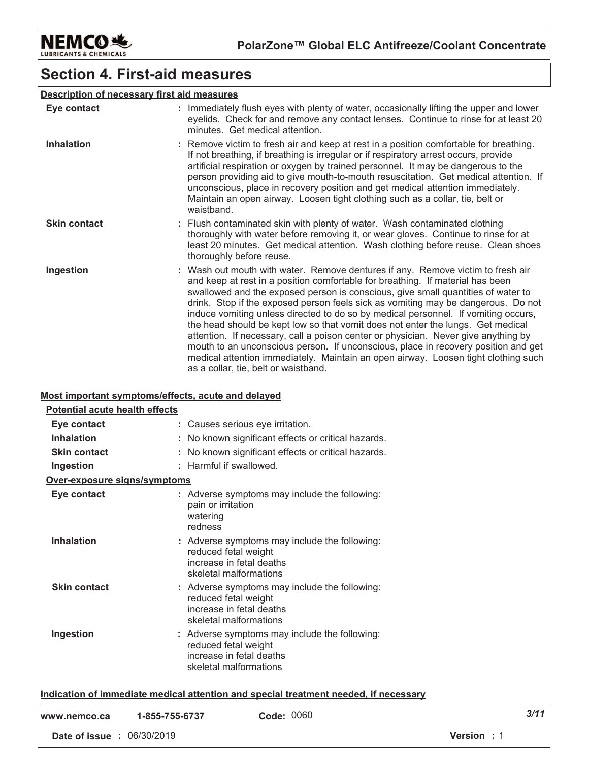# Section 4. First-aid measures

## Description of necessary first aid measures

| | |
|---|---|
| **Eye contact** | : Immediately flush eyes with plenty of water, occasionally lifting the upper and lower eyelids. Check for and remove any contact lenses. Continue to rinse for at least 20 minutes. Get medical attention. |
| **Inhalation** | : Remove victim to fresh air and keep at rest in a position comfortable for breathing. If not breathing, if breathing is irregular or if respiratory arrest occurs, provide artificial respiration or oxygen by trained personnel. It may be dangerous to the person providing aid to give mouth-to-mouth resuscitation. Get medical attention. If unconscious, place in recovery position and get medical attention immediately. Maintain an open airway. Loosen tight clothing such as a collar, tie, belt or waistband. |
| **Skin contact** | : Flush contaminated skin with plenty of water. Wash contaminated clothing thoroughly with water before removing it, or wear gloves. Continue to rinse for at least 20 minutes. Get medical attention. Wash clothing before reuse. Clean shoes thoroughly before reuse. |
| **Ingestion** | : Wash out mouth with water. Remove dentures if any. Remove victim to fresh air and keep at rest in a position comfortable for breathing. If material has been swallowed and the exposed person is conscious, give small quantities of water to drink. Stop if the exposed person feels sick as vomiting may be dangerous. Do not induce vomiting unless directed to do so by medical personnel. If vomiting occurs, the head should be kept low so that vomit does not enter the lungs. Get medical attention. If necessary, call a poison center or physician. Never give anything by mouth to an unconscious person. If unconscious, place in recovery position and get medical attention immediately. Maintain an open airway. Loosen tight clothing such as a collar, tie, belt or waistband. |

## Most important symptoms/effects, acute and delayed

### Potential acute health effects

| | |
|---|---|
| **Eye contact** | : Causes serious eye irritation. |
| **Inhalation** | : No known significant effects or critical hazards. |
| **Skin contact** | : No known significant effects or critical hazards. |
| **Ingestion** | : Harmful if swallowed. |

### Over-exposure signs/symptoms

| | |
|---|---|
| **Eye contact** | : Adverse symptoms may include the following:<br>pain or irritation<br>watering<br>redness |
| **Inhalation** | : Adverse symptoms may include the following:<br>reduced fetal weight<br>increase in fetal deaths<br>skeletal malformations |
| **Skin contact** | : Adverse symptoms may include the following:<br>reduced fetal weight<br>increase in fetal deaths<br>skeletal malformations |
| **Ingestion** | : Adverse symptoms may include the following:<br>reduced fetal weight<br>increase in fetal deaths<br>skeletal malformations |

## Indication of immediate medical attention and special treatment needed, if necessary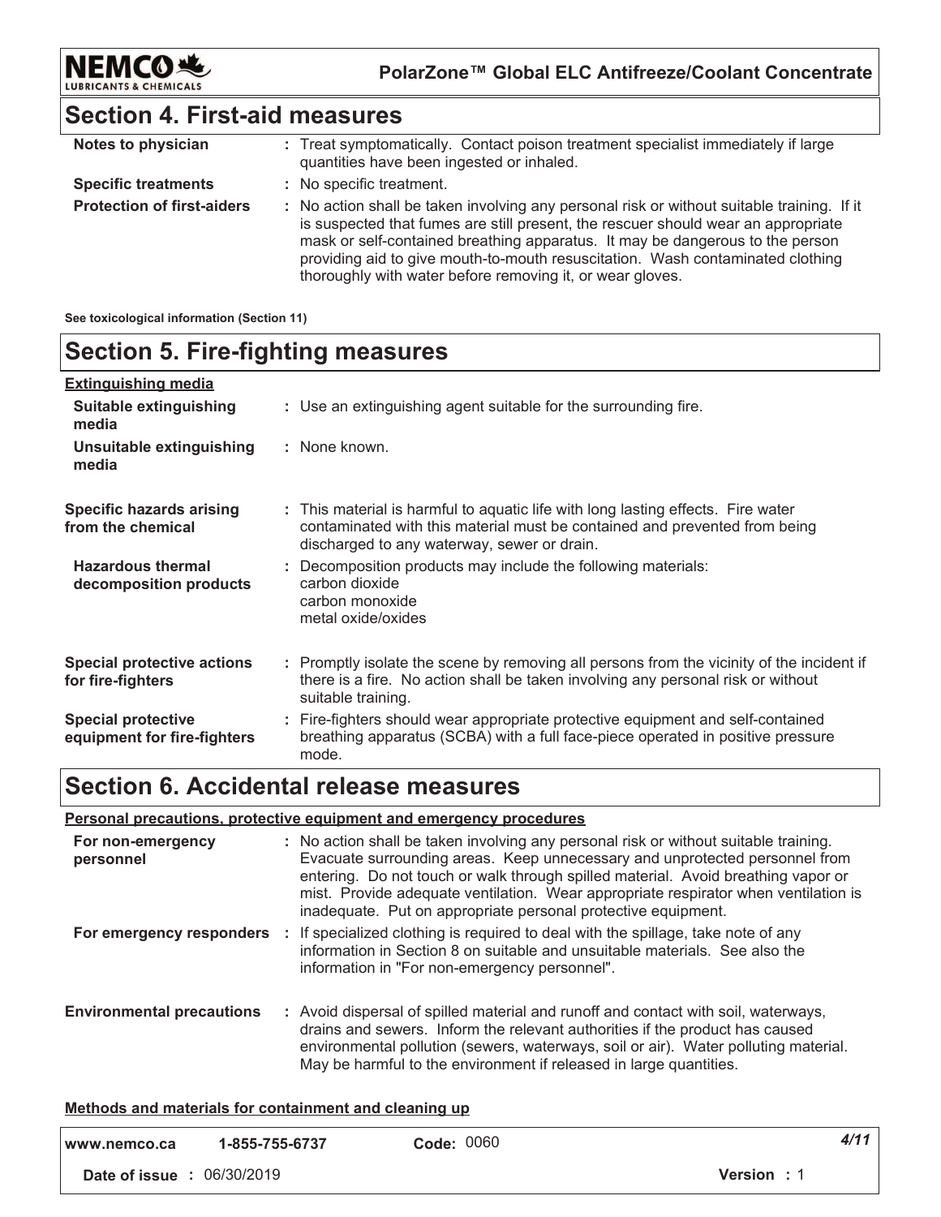## Section 4. First-aid measures

| | |
|---|---|
| **Notes to physician** | : Treat symptomatically. Contact poison treatment specialist immediately if large quantities have been ingested or inhaled. |
| **Specific treatments** | : No specific treatment. |
| **Protection of first-aiders** | : No action shall be taken involving any personal risk or without suitable training. If it is suspected that fumes are still present, the rescuer should wear an appropriate mask or self-contained breathing apparatus. It may be dangerous to the person providing aid to give mouth-to-mouth resuscitation. Wash contaminated clothing thoroughly with water before removing it, or wear gloves. |

**See toxicological information (Section 11)**

## Section 5. Fire-fighting measures

**Extinguishing media**

| | |
|---|---|
| **Suitable extinguishing media** | : Use an extinguishing agent suitable for the surrounding fire. |
| **Unsuitable extinguishing media** | : None known. |
| **Specific hazards arising from the chemical** | : This material is harmful to aquatic life with long lasting effects. Fire water contaminated with this material must be contained and prevented from being discharged to any waterway, sewer or drain. |
| **Hazardous thermal decomposition products** | : Decomposition products may include the following materials:<br>carbon dioxide<br>carbon monoxide<br>metal oxide/oxides |
| **Special protective actions for fire-fighters** | : Promptly isolate the scene by removing all persons from the vicinity of the incident if there is a fire. No action shall be taken involving any personal risk or without suitable training. |
| **Special protective equipment for fire-fighters** | : Fire-fighters should wear appropriate protective equipment and self-contained breathing apparatus (SCBA) with a full face-piece operated in positive pressure mode. |

## Section 6. Accidental release measures

**Personal precautions, protective equipment and emergency procedures**

| | |
|---|---|
| **For non-emergency personnel** | : No action shall be taken involving any personal risk or without suitable training. Evacuate surrounding areas. Keep unnecessary and unprotected personnel from entering. Do not touch or walk through spilled material. Avoid breathing vapor or mist. Provide adequate ventilation. Wear appropriate respirator when ventilation is inadequate. Put on appropriate personal protective equipment. |
| **For emergency responders** | : If specialized clothing is required to deal with the spillage, take note of any information in Section 8 on suitable and unsuitable materials. See also the information in "For non-emergency personnel". |
| **Environmental precautions** | : Avoid dispersal of spilled material and runoff and contact with soil, waterways, drains and sewers. Inform the relevant authorities if the product has caused environmental pollution (sewers, waterways, soil or air). Water polluting material. May be harmful to the environment if released in large quantities. |

**Methods and materials for containment and cleaning up**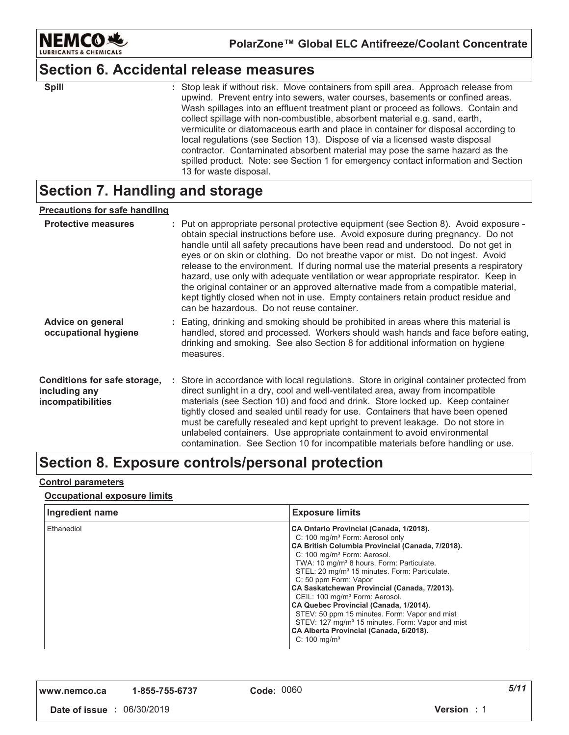## Section 6. Accidental release measures

**Spill** : Stop leak if without risk. Move containers from spill area. Approach release from upwind. Prevent entry into sewers, water courses, basements or confined areas. Wash spillages into an effluent treatment plant or proceed as follows. Contain and collect spillage with non-combustible, absorbent material e.g. sand, earth, vermiculite or diatomaceous earth and place in container for disposal according to local regulations (see Section 13). Dispose of via a licensed waste disposal contractor. Contaminated absorbent material may pose the same hazard as the spilled product. Note: see Section 1 for emergency contact information and Section 13 for waste disposal.

## Section 7. Handling and storage

### Precautions for safe handling

**Protective measures** : Put on appropriate personal protective equipment (see Section 8). Avoid exposure - obtain special instructions before use. Avoid exposure during pregnancy. Do not handle until all safety precautions have been read and understood. Do not get in eyes or on skin or clothing. Do not breathe vapor or mist. Do not ingest. Avoid release to the environment. If during normal use the material presents a respiratory hazard, use only with adequate ventilation or wear appropriate respirator. Keep in the original container or an approved alternative made from a compatible material, kept tightly closed when not in use. Empty containers retain product residue and can be hazardous. Do not reuse container.

**Advice on general occupational hygiene** : Eating, drinking and smoking should be prohibited in areas where this material is handled, stored and processed. Workers should wash hands and face before eating, drinking and smoking. See also Section 8 for additional information on hygiene measures.

**Conditions for safe storage, including any incompatibilities** : Store in accordance with local regulations. Store in original container protected from direct sunlight in a dry, cool and well-ventilated area, away from incompatible materials (see Section 10) and food and drink. Store locked up. Keep container tightly closed and sealed until ready for use. Containers that have been opened must be carefully resealed and kept upright to prevent leakage. Do not store in unlabeled containers. Use appropriate containment to avoid environmental contamination. See Section 10 for incompatible materials before handling or use.

## Section 8. Exposure controls/personal protection

### Control parameters

#### Occupational exposure limits

| Ingredient name | Exposure limits |
|---|---|
| Ethanediol | **CA Ontario Provincial (Canada, 1/2018).**<br>C: 100 mg/m³ Form: Aerosol only<br>**CA British Columbia Provincial (Canada, 7/2018).**<br>C: 100 mg/m³ Form: Aerosol.<br>TWA: 10 mg/m³ 8 hours. Form: Particulate.<br>STEL: 20 mg/m³ 15 minutes. Form: Particulate.<br>C: 50 ppm Form: Vapor<br>**CA Saskatchewan Provincial (Canada, 7/2013).**<br>CEIL: 100 mg/m³ Form: Aerosol.<br>**CA Quebec Provincial (Canada, 1/2014).**<br>STEV: 50 ppm 15 minutes. Form: Vapor and mist<br>STEV: 127 mg/m³ 15 minutes. Form: Vapor and mist<br>**CA Alberta Provincial (Canada, 6/2018).**<br>C: 100 mg/m³ |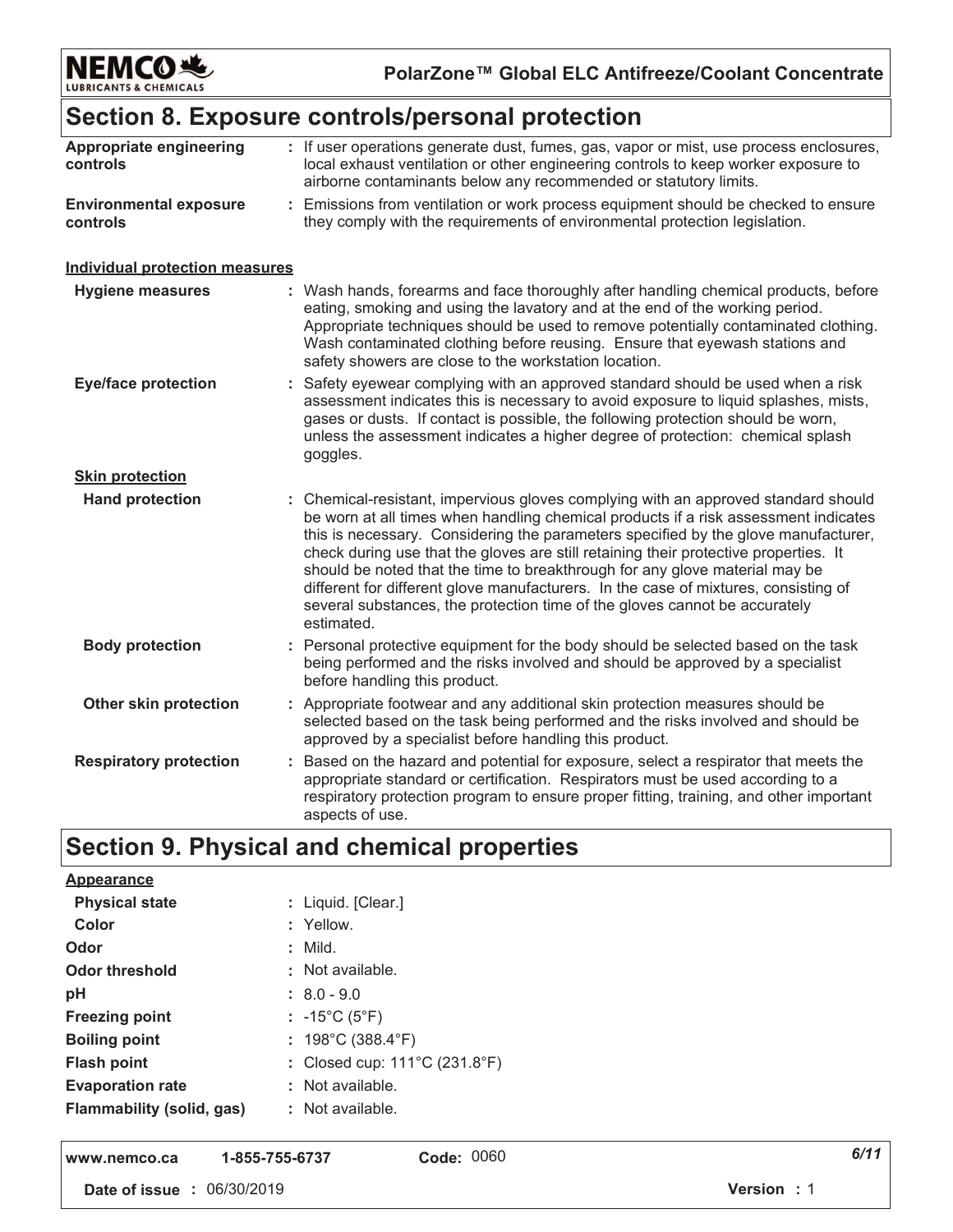## Section 8. Exposure controls/personal protection

| | |
|---|---|
| **Appropriate engineering controls** | : If user operations generate dust, fumes, gas, vapor or mist, use process enclosures, local exhaust ventilation or other engineering controls to keep worker exposure to airborne contaminants below any recommended or statutory limits. |
| **Environmental exposure controls** | : Emissions from ventilation or work process equipment should be checked to ensure they comply with the requirements of environmental protection legislation. |

**Individual protection measures**

| | |
|---|---|
| **Hygiene measures** | : Wash hands, forearms and face thoroughly after handling chemical products, before eating, smoking and using the lavatory and at the end of the working period. Appropriate techniques should be used to remove potentially contaminated clothing. Wash contaminated clothing before reusing. Ensure that eyewash stations and safety showers are close to the workstation location. |
| **Eye/face protection** | : Safety eyewear complying with an approved standard should be used when a risk assessment indicates this is necessary to avoid exposure to liquid splashes, mists, gases or dusts. If contact is possible, the following protection should be worn, unless the assessment indicates a higher degree of protection: chemical splash goggles. |

**Skin protection**

| | |
|---|---|
| **Hand protection** | : Chemical-resistant, impervious gloves complying with an approved standard should be worn at all times when handling chemical products if a risk assessment indicates this is necessary. Considering the parameters specified by the glove manufacturer, check during use that the gloves are still retaining their protective properties. It should be noted that the time to breakthrough for any glove material may be different for different glove manufacturers. In the case of mixtures, consisting of several substances, the protection time of the gloves cannot be accurately estimated. |
| **Body protection** | : Personal protective equipment for the body should be selected based on the task being performed and the risks involved and should be approved by a specialist before handling this product. |
| **Other skin protection** | : Appropriate footwear and any additional skin protection measures should be selected based on the task being performed and the risks involved and should be approved by a specialist before handling this product. |
| **Respiratory protection** | : Based on the hazard and potential for exposure, select a respirator that meets the appropriate standard or certification. Respirators must be used according to a respiratory protection program to ensure proper fitting, training, and other important aspects of use. |

## Section 9. Physical and chemical properties

**Appearance**

| | |
|---|---|
| **Physical state** | : Liquid. [Clear.] |
| **Color** | : Yellow. |
| **Odor** | : Mild. |
| **Odor threshold** | : Not available. |
| **pH** | : 8.0 - 9.0 |
| **Freezing point** | : -15°C (5°F) |
| **Boiling point** | : 198°C (388.4°F) |
| **Flash point** | : Closed cup: 111°C (231.8°F) |
| **Evaporation rate** | : Not available. |
| **Flammability (solid, gas)** | : Not available. |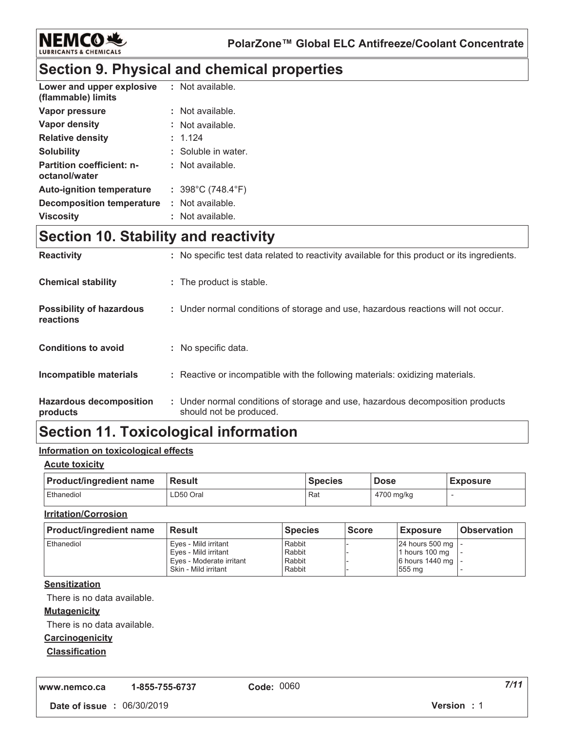## Section 9. Physical and chemical properties

| | |
|---|---|
| **Lower and upper explosive (flammable) limits** | : Not available. |
| **Vapor pressure** | : Not available. |
| **Vapor density** | : Not available. |
| **Relative density** | : 1.124 |
| **Solubility** | : Soluble in water. |
| **Partition coefficient: n-octanol/water** | : Not available. |
| **Auto-ignition temperature** | : 398°C (748.4°F) |
| **Decomposition temperature** | : Not available. |
| **Viscosity** | : Not available. |

## Section 10. Stability and reactivity

| | |
|---|---|
| **Reactivity** | : No specific test data related to reactivity available for this product or its ingredients. |
| **Chemical stability** | : The product is stable. |
| **Possibility of hazardous reactions** | : Under normal conditions of storage and use, hazardous reactions will not occur. |
| **Conditions to avoid** | : No specific data. |
| **Incompatible materials** | : Reactive or incompatible with the following materials: oxidizing materials. |
| **Hazardous decomposition products** | : Under normal conditions of storage and use, hazardous decomposition products should not be produced. |

## Section 11. Toxicological information

**Information on toxicological effects**

**Acute toxicity**

| Product/ingredient name | Result | Species | Dose | Exposure |
|---|---|---|---|---|
| Ethanediol | LD50 Oral | Rat | 4700 mg/kg | - |

**Irritation/Corrosion**

| Product/ingredient name | Result | Species | Score | Exposure | Observation |
|---|---|---|---|---|---|
| Ethanediol | Eyes - Mild irritant | Rabbit | - | 24 hours 500 mg | - |
| | Eyes - Mild irritant | Rabbit | - | 1 hours 100 mg | - |
| | Eyes - Moderate irritant | Rabbit | - | 6 hours 1440 mg | - |
| | Skin - Mild irritant | Rabbit | - | 555 mg | - |

**Sensitization**

There is no data available.

**Mutagenicity**

There is no data available.

**Carcinogenicity**

**Classification**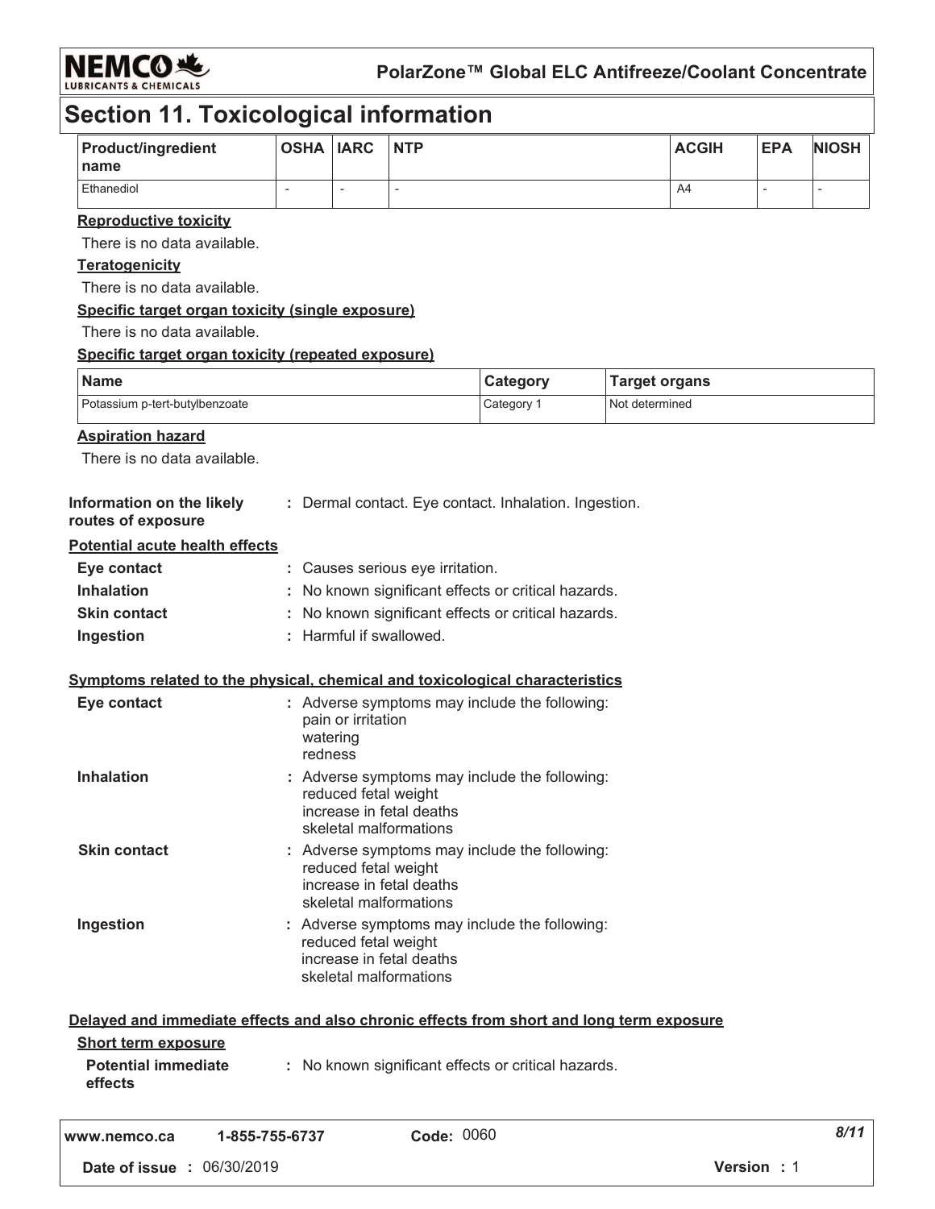# Section 11. Toxicological information

| Product/ingredient name | OSHA | IARC | NTP | ACGIH | EPA | NIOSH |
|---|---|---|---|---|---|---|
| Ethanediol | - | - | - | A4 | - | - |

**Reproductive toxicity**

There is no data available.

**Teratogenicity**

There is no data available.

**Specific target organ toxicity (single exposure)**

There is no data available.

**Specific target organ toxicity (repeated exposure)**

| Name | Category | Target organs |
|---|---|---|
| Potassium p-tert-butylbenzoate | Category 1 | Not determined |

**Aspiration hazard**

There is no data available.

**Information on the likely routes of exposure** : Dermal contact. Eye contact. Inhalation. Ingestion.

**Potential acute health effects**

**Eye contact** : Causes serious eye irritation.

**Inhalation** : No known significant effects or critical hazards.

**Skin contact** : No known significant effects or critical hazards.

**Ingestion** : Harmful if swallowed.

**Symptoms related to the physical, chemical and toxicological characteristics**

**Eye contact** : Adverse symptoms may include the following:
pain or irritation
watering
redness

**Inhalation** : Adverse symptoms may include the following:
reduced fetal weight
increase in fetal deaths
skeletal malformations

**Skin contact** : Adverse symptoms may include the following:
reduced fetal weight
increase in fetal deaths
skeletal malformations

**Ingestion** : Adverse symptoms may include the following:
reduced fetal weight
increase in fetal deaths
skeletal malformations

**Delayed and immediate effects and also chronic effects from short and long term exposure**

**Short term exposure**

**Potential immediate effects** : No known significant effects or critical hazards.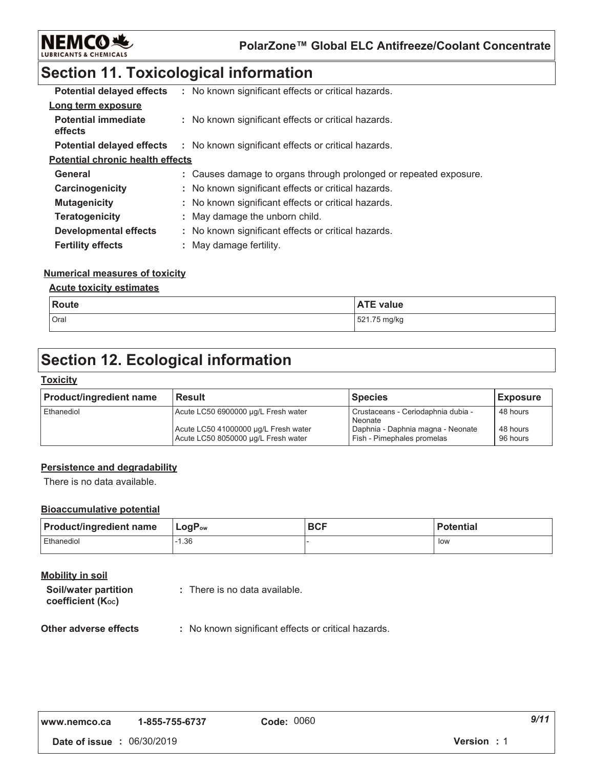## Section 11. Toxicological information

**Potential delayed effects** : No known significant effects or critical hazards.

**Long term exposure**

**Potential immediate effects** : No known significant effects or critical hazards.

**Potential delayed effects** : No known significant effects or critical hazards.

**Potential chronic health effects**

**General** : Causes damage to organs through prolonged or repeated exposure.

**Carcinogenicity** : No known significant effects or critical hazards.

**Mutagenicity** : No known significant effects or critical hazards.

**Teratogenicity** : May damage the unborn child.

**Developmental effects** : No known significant effects or critical hazards.

**Fertility effects** : May damage fertility.

**Numerical measures of toxicity**

**Acute toxicity estimates**

| Route | ATE value |
|---|---|
| Oral | 521.75 mg/kg |

## Section 12. Ecological information

**Toxicity**

| Product/ingredient name | Result | Species | Exposure |
|---|---|---|---|
| Ethanediol | Acute LC50 6900000 µg/L Fresh water | Crustaceans - Ceriodaphnia dubia - Neonate | 48 hours |
| | Acute LC50 41000000 µg/L Fresh water | Daphnia - Daphnia magna - Neonate | 48 hours |
| | Acute LC50 8050000 µg/L Fresh water | Fish - Pimephales promelas | 96 hours |

**Persistence and degradability**

There is no data available.

**Bioaccumulative potential**

| Product/ingredient name | $LogP_{ow}$ | BCF | Potential |
|---|---|---|---|
| Ethanediol | -1.36 | - | low |

**Mobility in soil**

**Soil/water partition coefficient ($K_{OC}$)** : There is no data available.

**Other adverse effects** : No known significant effects or critical hazards.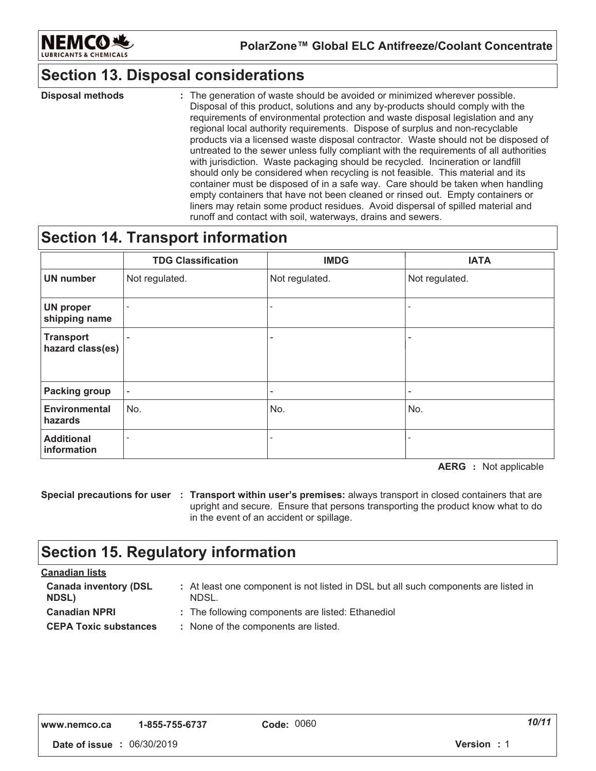## Section 13. Disposal considerations

**Disposal methods** : The generation of waste should be avoided or minimized wherever possible. Disposal of this product, solutions and any by-products should comply with the requirements of environmental protection and waste disposal legislation and any regional local authority requirements. Dispose of surplus and non-recyclable products via a licensed waste disposal contractor. Waste should not be disposed of untreated to the sewer unless fully compliant with the requirements of all authorities with jurisdiction. Waste packaging should be recycled. Incineration or landfill should only be considered when recycling is not feasible. This material and its container must be disposed of in a safe way. Care should be taken when handling empty containers that have not been cleaned or rinsed out. Empty containers or liners may retain some product residues. Avoid dispersal of spilled material and runoff and contact with soil, waterways, drains and sewers.

## Section 14. Transport information

| | TDG Classification | IMDG | IATA |
|---|---|---|---|
| **UN number** | Not regulated. | Not regulated. | Not regulated. |
| **UN proper shipping name** | - | - | - |
| **Transport hazard class(es)** | - | - | - |
| **Packing group** | - | - | - |
| **Environmental hazards** | No. | No. | No. |
| **Additional information** | - | - | - |

**AERG** : Not applicable

**Special precautions for user** : **Transport within user's premises:** always transport in closed containers that are upright and secure. Ensure that persons transporting the product know what to do in the event of an accident or spillage.

## Section 15. Regulatory information

**Canadian lists**

**Canada inventory (DSL NDSL)** : At least one component is not listed in DSL but all such components are listed in NDSL.

**Canadian NPRI** : The following components are listed: Ethanediol

**CEPA Toxic substances** : None of the components are listed.

www.nemco.ca 1-855-755-6737 **Code:** 0060

**Date of issue** : 06/30/2019 **Version** : 1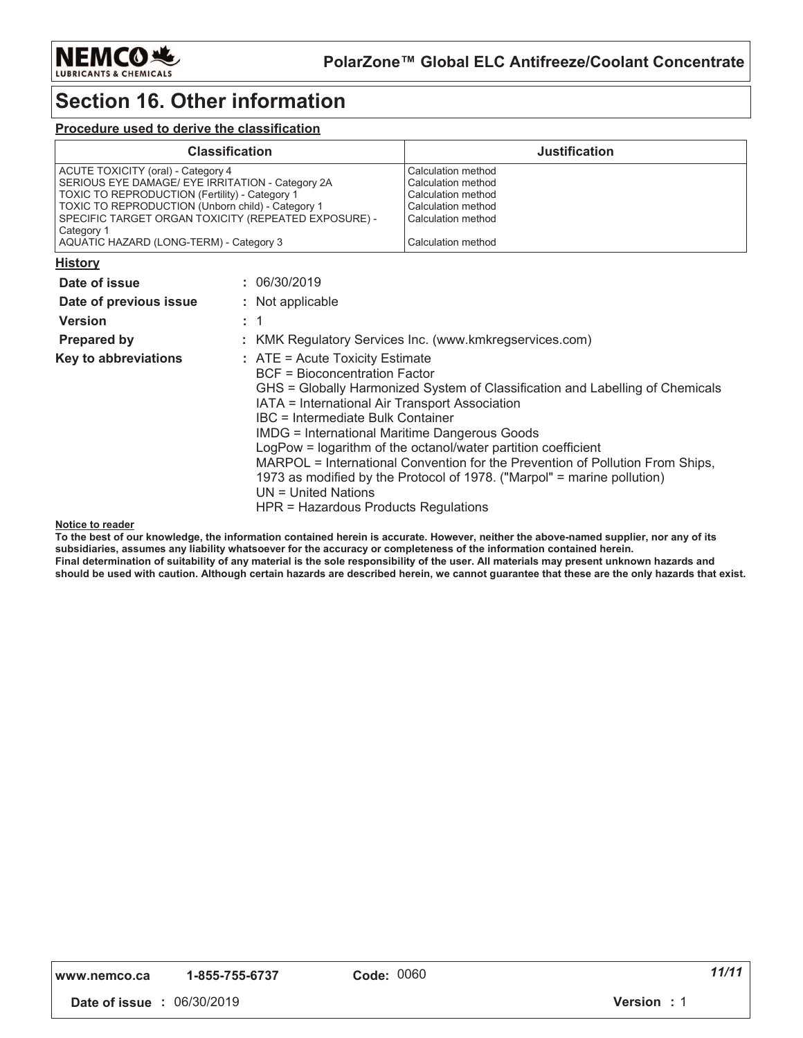# Section 16. Other information

**Procedure used to derive the classification**

| Classification | Justification |
|---|---|
| ACUTE TOXICITY (oral) - Category 4 | Calculation method |
| SERIOUS EYE DAMAGE/ EYE IRRITATION - Category 2A | Calculation method |
| TOXIC TO REPRODUCTION (Fertility) - Category 1 | Calculation method |
| TOXIC TO REPRODUCTION (Unborn child) - Category 1 | Calculation method |
| SPECIFIC TARGET ORGAN TOXICITY (REPEATED EXPOSURE) - Category 1 | Calculation method |
| AQUATIC HAZARD (LONG-TERM) - Category 3 | Calculation method |

**History**

**Date of issue** : 06/30/2019

**Date of previous issue** : Not applicable

**Version** : 1

**Prepared by** : KMK Regulatory Services Inc. (www.kmkregservices.com)

**Key to abbreviations** : ATE = Acute Toxicity Estimate
BCF = Bioconcentration Factor
GHS = Globally Harmonized System of Classification and Labelling of Chemicals
IATA = International Air Transport Association
IBC = Intermediate Bulk Container
IMDG = International Maritime Dangerous Goods
LogPow = logarithm of the octanol/water partition coefficient
MARPOL = International Convention for the Prevention of Pollution From Ships, 1973 as modified by the Protocol of 1978. ("Marpol" = marine pollution)
UN = United Nations
HPR = Hazardous Products Regulations

**Notice to reader**

**To the best of our knowledge, the information contained herein is accurate. However, neither the above-named supplier, nor any of its subsidiaries, assumes any liability whatsoever for the accuracy or completeness of the information contained herein.**
**Final determination of suitability of any material is the sole responsibility of the user. All materials may present unknown hazards and should be used with caution. Although certain hazards are described herein, we cannot guarantee that these are the only hazards that exist.**